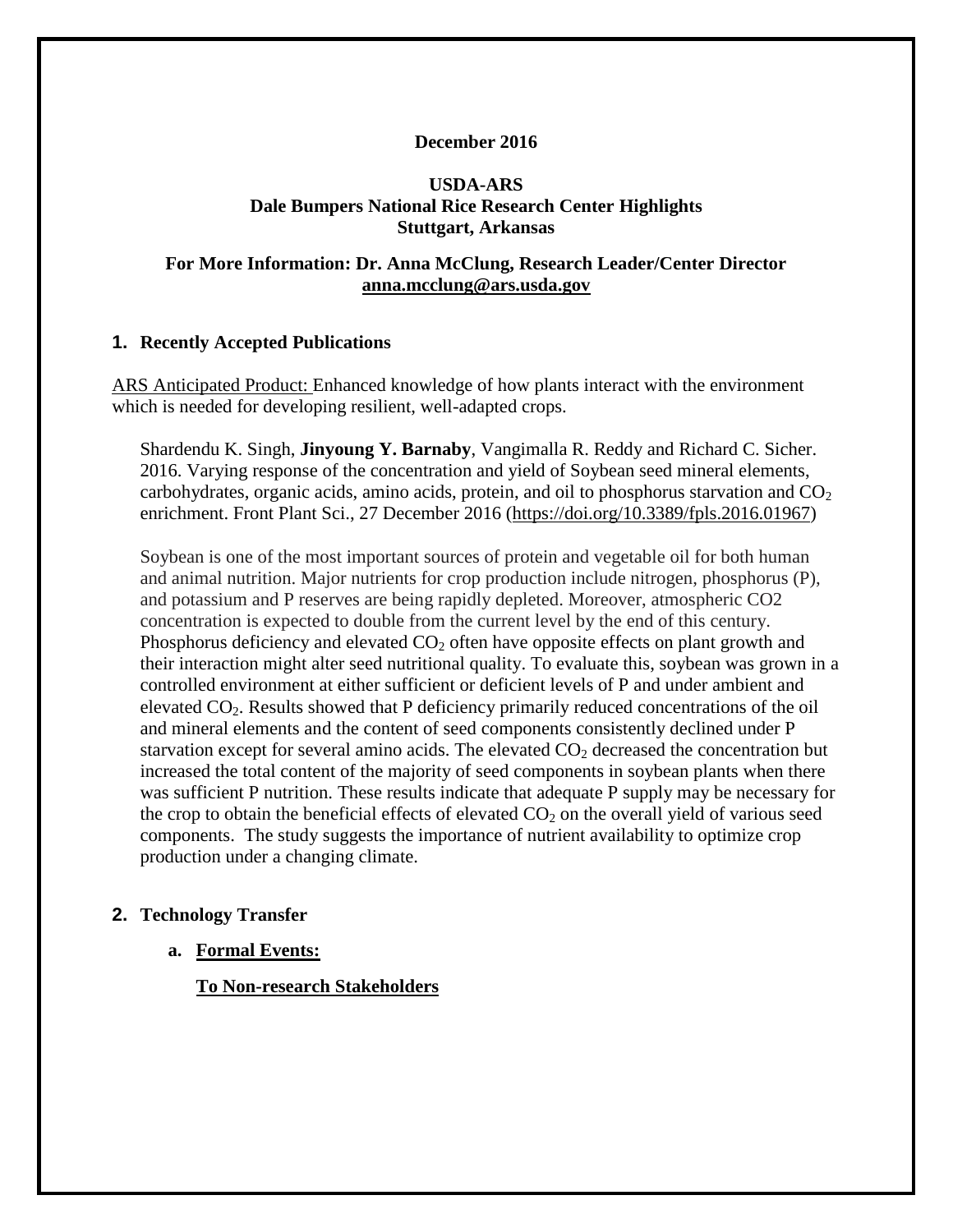**December 2016**

**USDA-ARS**
**Dale Bumpers National Rice Research Center Highlights**
**Stuttgart, Arkansas**

**For More Information: Dr. Anna McClung, Research Leader/Center Director**
**anna.mcclung@ars.usda.gov**

## 1. Recently Accepted Publications

ARS Anticipated Product: Enhanced knowledge of how plants interact with the environment which is needed for developing resilient, well-adapted crops.

Shardendu K. Singh, **Jinyoung Y. Barnaby**, Vangimalla R. Reddy and Richard C. Sicher. 2016. Varying response of the concentration and yield of Soybean seed mineral elements, carbohydrates, organic acids, amino acids, protein, and oil to phosphorus starvation and $CO_2$ enrichment. Front Plant Sci., 27 December 2016 (https://doi.org/10.3389/fpls.2016.01967)

Soybean is one of the most important sources of protein and vegetable oil for both human and animal nutrition. Major nutrients for crop production include nitrogen, phosphorus (P), and potassium and P reserves are being rapidly depleted. Moreover, atmospheric CO2 concentration is expected to double from the current level by the end of this century. Phosphorus deficiency and elevated $CO_2$ often have opposite effects on plant growth and their interaction might alter seed nutritional quality. To evaluate this, soybean was grown in a controlled environment at either sufficient or deficient levels of P and under ambient and elevated $CO_2$. Results showed that P deficiency primarily reduced concentrations of the oil and mineral elements and the content of seed components consistently declined under P starvation except for several amino acids. The elevated $CO_2$ decreased the concentration but increased the total content of the majority of seed components in soybean plants when there was sufficient P nutrition. These results indicate that adequate P supply may be necessary for the crop to obtain the beneficial effects of elevated $CO_2$ on the overall yield of various seed components. The study suggests the importance of nutrient availability to optimize crop production under a changing climate.

## 2. Technology Transfer

### a. Formal Events:

**To Non-research Stakeholders**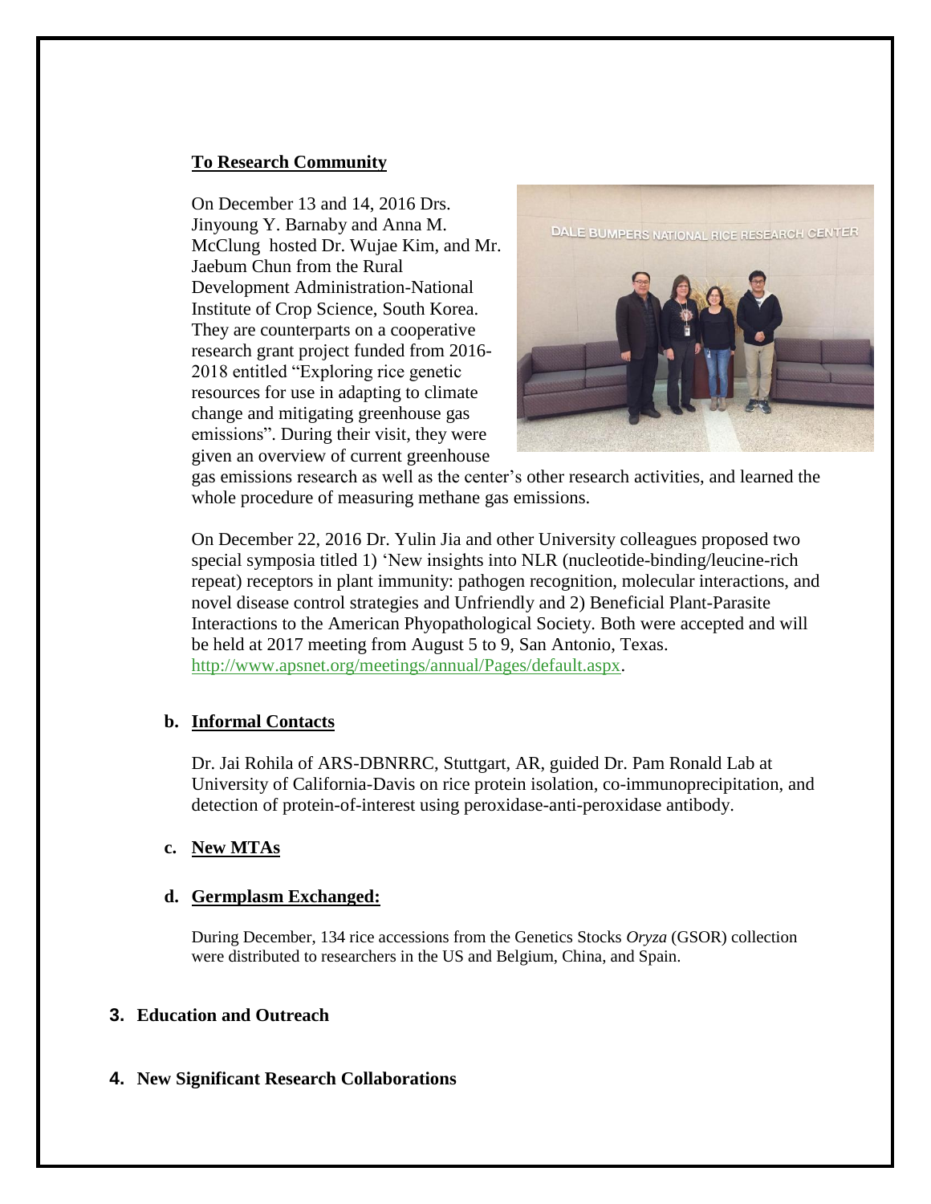**To Research Community**

On December 13 and 14, 2016 Drs. Jinyoung Y. Barnaby and Anna M. McClung hosted Dr. Wujae Kim, and Mr. Jaebum Chun from the Rural Development Administration-National Institute of Crop Science, South Korea. They are counterparts on a cooperative research grant project funded from 2016-2018 entitled "Exploring rice genetic resources for use in adapting to climate change and mitigating greenhouse gas emissions". During their visit, they were given an overview of current greenhouse gas emissions research as well as the center's other research activities, and learned the whole procedure of measuring methane gas emissions.

On December 22, 2016 Dr. Yulin Jia and other University colleagues proposed two special symposia titled 1) 'New insights into NLR (nucleotide-binding/leucine-rich repeat) receptors in plant immunity: pathogen recognition, molecular interactions, and novel disease control strategies and Unfriendly and 2) Beneficial Plant-Parasite Interactions to the American Phyopathological Society. Both were accepted and will be held at 2017 meeting from August 5 to 9, San Antonio, Texas. http://www.apsnet.org/meetings/annual/Pages/default.aspx.

**b. Informal Contacts**

Dr. Jai Rohila of ARS-DBNRRC, Stuttgart, AR, guided Dr. Pam Ronald Lab at University of California-Davis on rice protein isolation, co-immunoprecipitation, and detection of protein-of-interest using peroxidase-anti-peroxidase antibody.

**c. New MTAs**

**d. Germplasm Exchanged:**

During December, 134 rice accessions from the Genetics Stocks *Oryza* (GSOR) collection were distributed to researchers in the US and Belgium, China, and Spain.

## 3. Education and Outreach

## 4. New Significant Research Collaborations